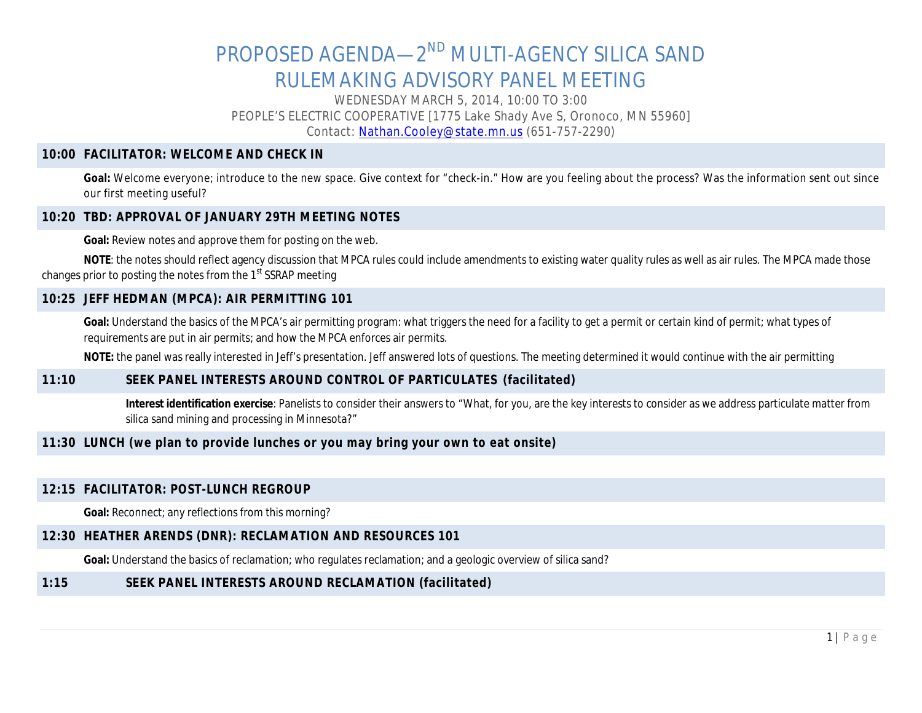# PROPOSED AGENDA—2ND MULTI-AGENCY SILICA SAND RULEMAKING ADVISORY PANEL MEETING

WEDNESDAY MARCH 5, 2014, 10:00 TO 3:00

PEOPLE'S ELECTRIC COOPERATIVE [1775 Lake Shady Ave S, Oronoco, MN 55960]

Contact: Nathan.Cooley@state.mn.us (651-757-2290)

## 10:00 FACILITATOR: WELCOME AND CHECK IN

**Goal:** Welcome everyone; introduce to the new space. Give context for "check-in." How are you feeling about the process? Was the information sent out since our first meeting useful?

## 10:20 TBD: APPROVAL OF JANUARY 29TH MEETING NOTES

**Goal:** Review notes and approve them for posting on the web.

**NOTE**: the notes should reflect agency discussion that MPCA rules could include amendments to existing water quality rules as well as air rules. The MPCA made those changes prior to posting the notes from the 1st SSRAP meeting

## 10:25 JEFF HEDMAN (MPCA): AIR PERMITTING 101

**Goal:** Understand the basics of the MPCA's air permitting program: what triggers the need for a facility to get a permit or certain kind of permit; what types of requirements are put in air permits; and how the MPCA enforces air permits.

**NOTE:** the panel was really interested in Jeff's presentation. Jeff answered lots of questions. The meeting determined it would continue with the air permitting

## 11:10 SEEK PANEL INTERESTS AROUND CONTROL OF PARTICULATES (facilitated)

**Interest identification exercise**: Panelists to consider their answers to "What, for you, are the key interests to consider as we address particulate matter from silica sand mining and processing in Minnesota?"

## 11:30 LUNCH (we plan to provide lunches or you may bring your own to eat onsite)

## 12:15 FACILITATOR: POST-LUNCH REGROUP

**Goal:** Reconnect; any reflections from this morning?

## 12:30 HEATHER ARENDS (DNR): RECLAMATION AND RESOURCES 101

**Goal:** Understand the basics of reclamation; who regulates reclamation; and a geologic overview of silica sand?

## 1:15 SEEK PANEL INTERESTS AROUND RECLAMATION (facilitated)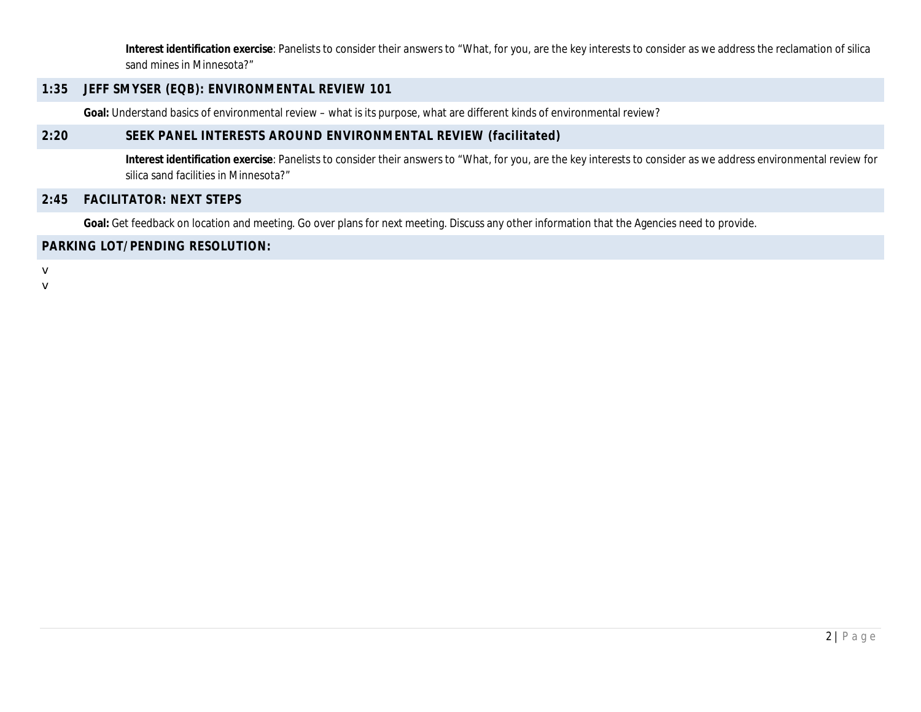**Interest identification exercise**: Panelists to consider their answers to "What, for you, are the key interests to consider as we address the reclamation of silica sand mines in Minnesota?"

### 1:35 JEFF SMYSER (EQB): ENVIRONMENTAL REVIEW 101

**Goal:** Understand basics of environmental review – what is its purpose, what are different kinds of environmental review?

### 2:20 SEEK PANEL INTERESTS AROUND ENVIRONMENTAL REVIEW (facilitated)

**Interest identification exercise**: Panelists to consider their answers to "What, for you, are the key interests to consider as we address environmental review for silica sand facilities in Minnesota?"

### 2:45 FACILITATOR: NEXT STEPS

**Goal:** Get feedback on location and meeting. Go over plans for next meeting. Discuss any other information that the Agencies need to provide.

### PARKING LOT/PENDING RESOLUTION:

- 
-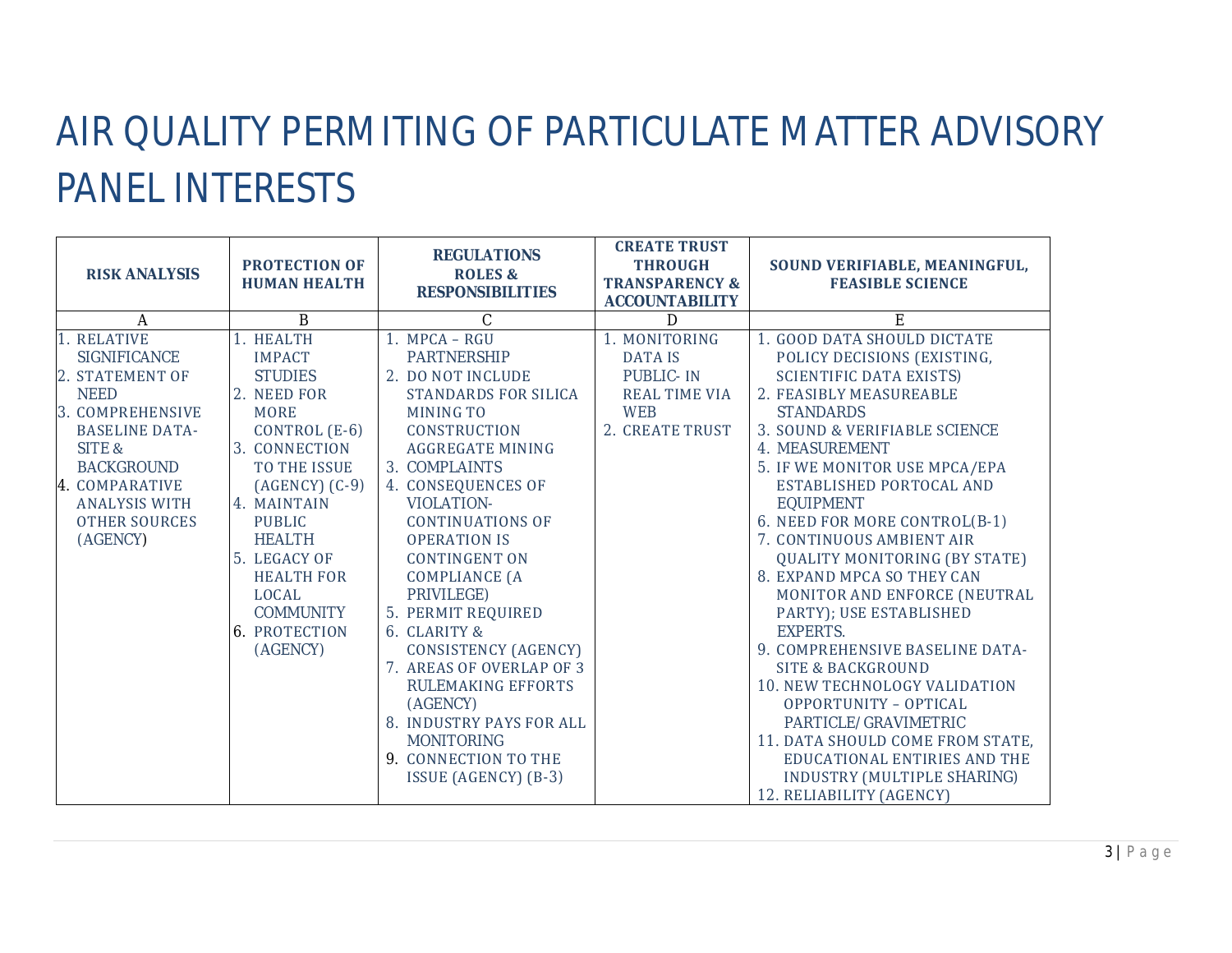# AIR QUALITY PERMITING OF PARTICULATE MATTER ADVISORY PANEL INTERESTS

| RISK ANALYSIS | PROTECTION OF HUMAN HEALTH | REGULATIONS ROLES & RESPONSIBILITIES | CREATE TRUST THROUGH TRANSPARENCY & ACCOUNTABILITY | SOUND VERIFIABLE, MEANINGFUL, FEASIBLE SCIENCE |
|---|---|---|---|---|
| A | B | C | D | E |
| 1. RELATIVE SIGNIFICANCE<br>2. STATEMENT OF NEED<br>3. COMPREHENSIVE BASELINE DATA- SITE & BACKGROUND<br>4. COMPARATIVE ANALYSIS WITH OTHER SOURCES (AGENCY) | 1. HEALTH IMPACT STUDIES<br>2. NEED FOR MORE CONTROL (E-6)<br>3. CONNECTION TO THE ISSUE (AGENCY) (C-9)<br>4. MAINTAIN PUBLIC HEALTH<br>5. LEGACY OF HEALTH FOR LOCAL COMMUNITY<br>6. PROTECTION (AGENCY) | 1. MPCA – RGU PARTNERSHIP<br>2. DO NOT INCLUDE STANDARDS FOR SILICA MINING TO CONSTRUCTION AGGREGATE MINING<br>3. COMPLAINTS<br>4. CONSEQUENCES OF VIOLATION- CONTINUATIONS OF OPERATION IS CONTINGENT ON COMPLIANCE (A PRIVILEGE)<br>5. PERMIT REQUIRED<br>6. CLARITY & CONSISTENCY (AGENCY)<br>7. AREAS OF OVERLAP OF 3 RULEMAKING EFFORTS (AGENCY)<br>8. INDUSTRY PAYS FOR ALL MONITORING<br>9. CONNECTION TO THE ISSUE (AGENCY) (B-3) | 1. MONITORING DATA IS PUBLIC- IN REAL TIME VIA WEB<br>2. CREATE TRUST | 1. GOOD DATA SHOULD DICTATE POLICY DECISIONS (EXISTING, SCIENTIFIC DATA EXISTS)<br>2. FEASIBLY MEASUREABLE STANDARDS<br>3. SOUND & VERIFIABLE SCIENCE<br>4. MEASUREMENT<br>5. IF WE MONITOR USE MPCA/EPA ESTABLISHED PORTOCAL AND EQUIPMENT<br>6. NEED FOR MORE CONTROL(B-1)<br>7. CONTINUOUS AMBIENT AIR QUALITY MONITORING (BY STATE)<br>8. EXPAND MPCA SO THEY CAN MONITOR AND ENFORCE (NEUTRAL PARTY); USE ESTABLISHED EXPERTS.<br>9. COMPREHENSIVE BASELINE DATA- SITE & BACKGROUND<br>10. NEW TECHNOLOGY VALIDATION OPPORTUNITY – OPTICAL PARTICLE/ GRAVIMETRIC<br>11. DATA SHOULD COME FROM STATE, EDUCATIONAL ENTIRIES AND THE INDUSTRY (MULTIPLE SHARING)<br>12. RELIABILITY (AGENCY) |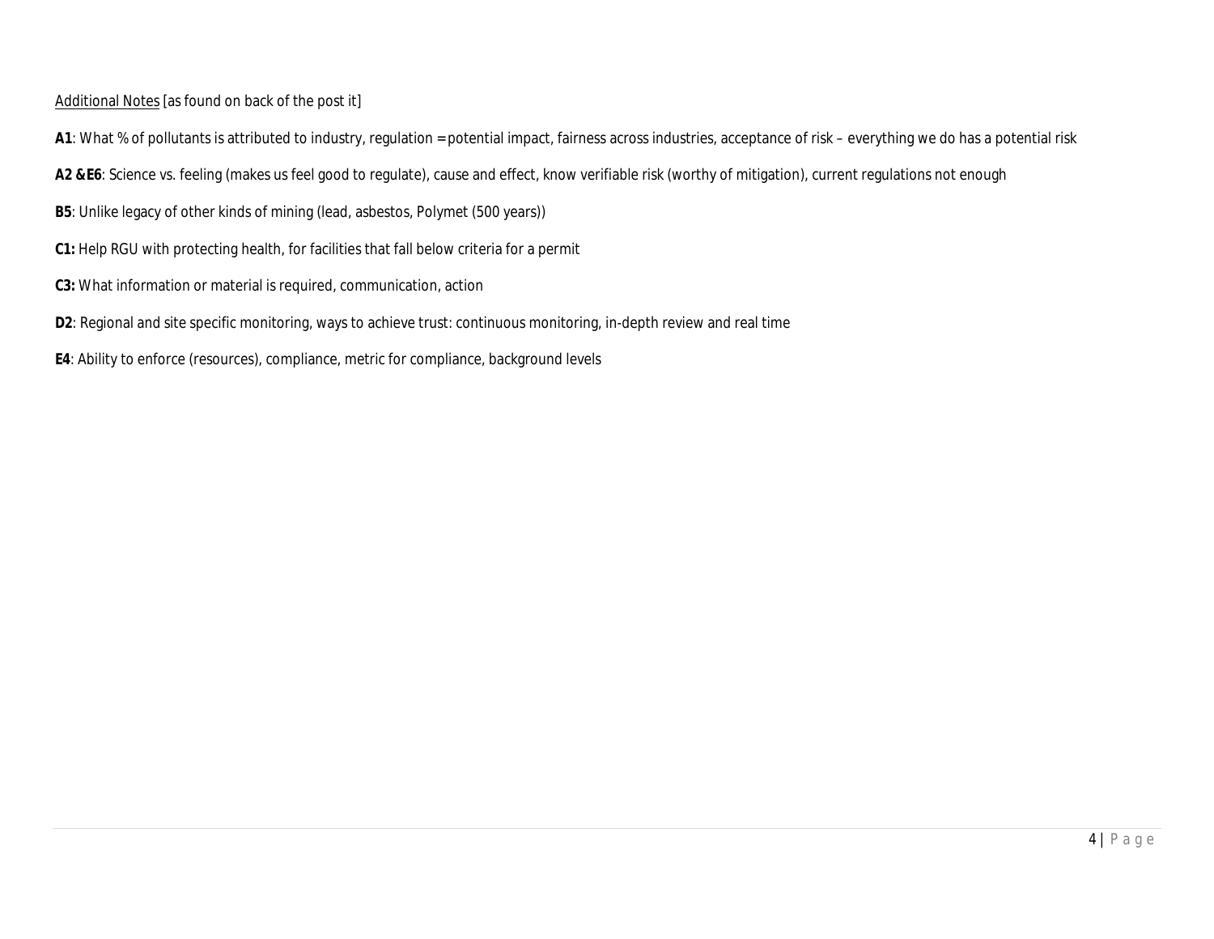<u>Additional Notes</u> [as found on back of the post it]

**A1**: What % of pollutants is attributed to industry, regulation = potential impact, fairness across industries, acceptance of risk – everything we do has a potential risk

**A2 &E6**: Science vs. feeling (makes us feel good to regulate), cause and effect, know verifiable risk (worthy of mitigation), current regulations not enough

**B5**: Unlike legacy of other kinds of mining (lead, asbestos, Polymet (500 years))

**C1:** Help RGU with protecting health, for facilities that fall below criteria for a permit

**C3:** What information or material is required, communication, action

**D2**: Regional and site specific monitoring, ways to achieve trust: continuous monitoring, in-depth review and real time

**E4**: Ability to enforce (resources), compliance, metric for compliance, background levels